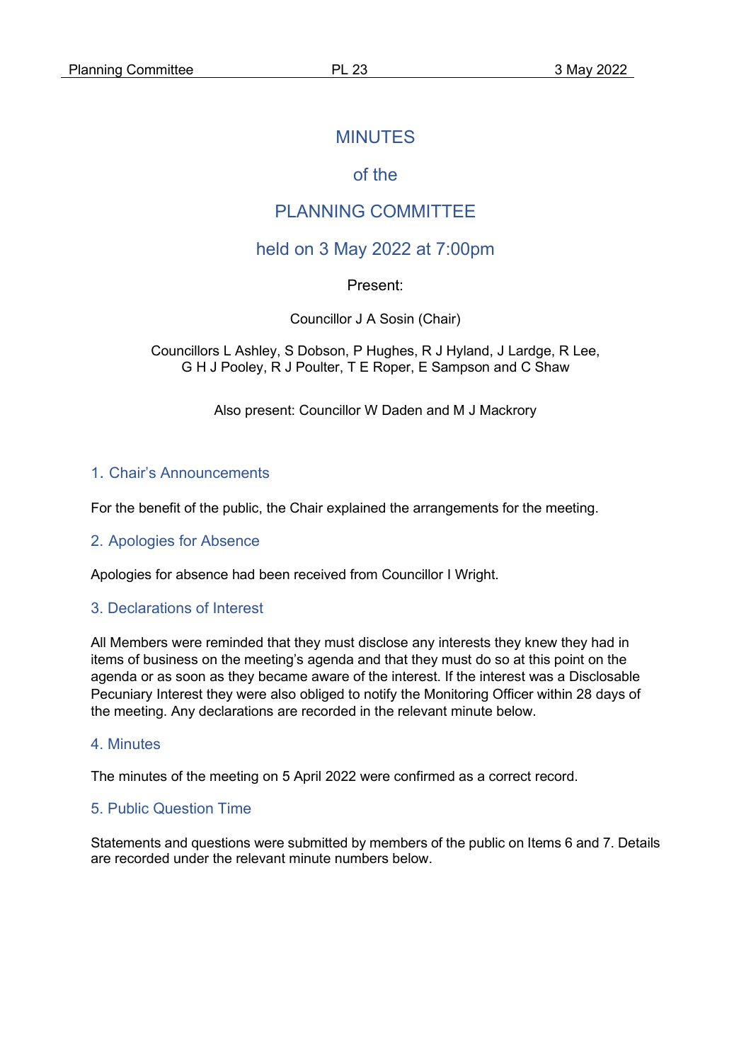# MINUTES

## of the

## PLANNING COMMITTEE

## held on 3 May 2022 at 7:00pm

Present:

Councillor J A Sosin (Chair)

Councillors L Ashley, S Dobson, P Hughes, R J Hyland, J Lardge, R Lee, G H J Pooley, R J Poulter, T E Roper, E Sampson and C Shaw

Also present: Councillor W Daden and M J Mackrory

### 1. Chair's Announcements

For the benefit of the public, the Chair explained the arrangements for the meeting.

### 2. Apologies for Absence

Apologies for absence had been received from Councillor I Wright.

### 3. Declarations of Interest

All Members were reminded that they must disclose any interests they knew they had in items of business on the meeting's agenda and that they must do so at this point on the agenda or as soon as they became aware of the interest. If the interest was a Disclosable Pecuniary Interest they were also obliged to notify the Monitoring Officer within 28 days of the meeting. Any declarations are recorded in the relevant minute below.

### 4. Minutes

The minutes of the meeting on 5 April 2022 were confirmed as a correct record.

### 5. Public Question Time

Statements and questions were submitted by members of the public on Items 6 and 7. Details are recorded under the relevant minute numbers below.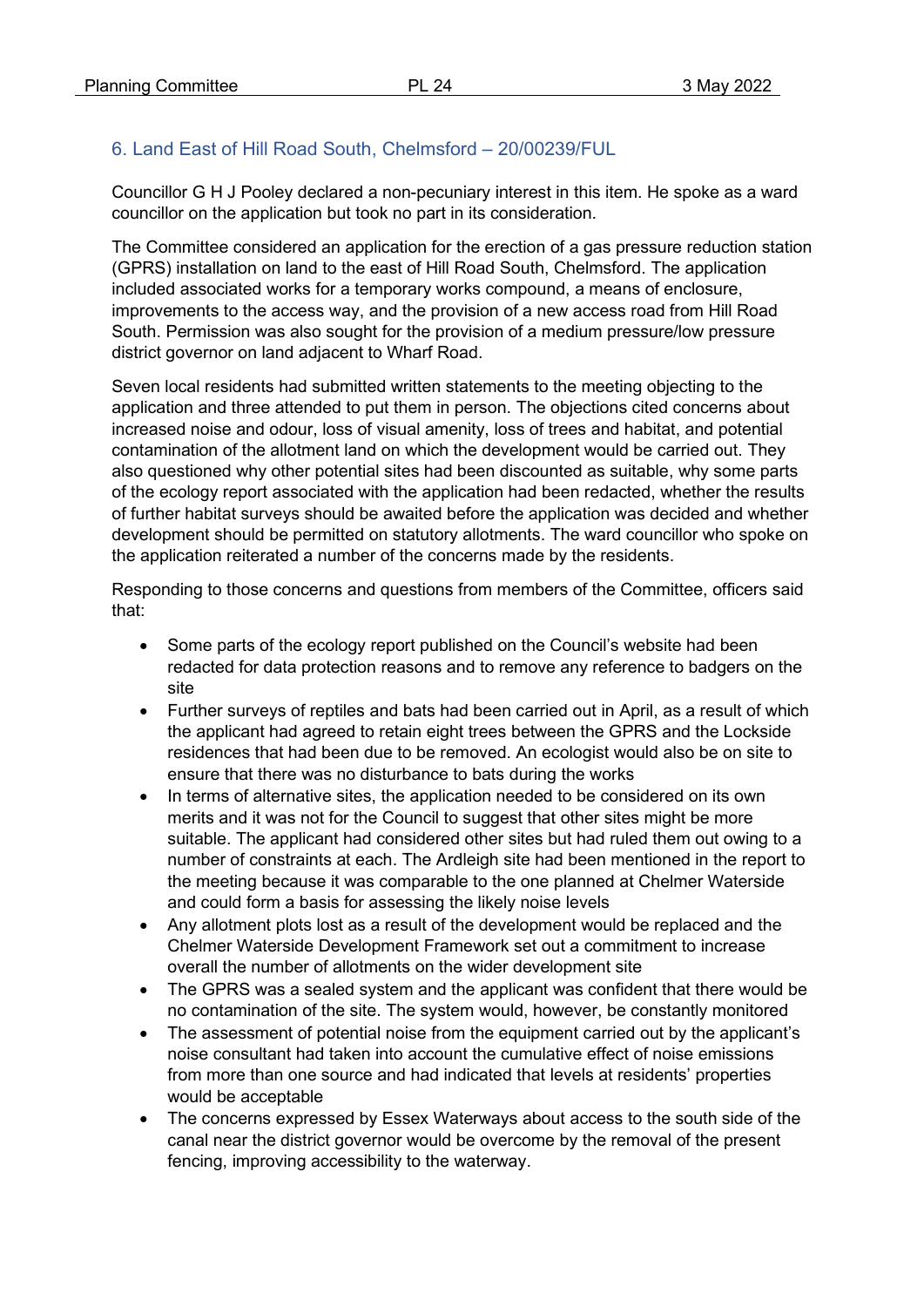## 6. Land East of Hill Road South, Chelmsford – 20/00239/FUL

Councillor G H J Pooley declared a non-pecuniary interest in this item. He spoke as a ward councillor on the application but took no part in its consideration.

The Committee considered an application for the erection of a gas pressure reduction station (GPRS) installation on land to the east of Hill Road South, Chelmsford. The application included associated works for a temporary works compound, a means of enclosure, improvements to the access way, and the provision of a new access road from Hill Road South. Permission was also sought for the provision of a medium pressure/low pressure district governor on land adjacent to Wharf Road.

Seven local residents had submitted written statements to the meeting objecting to the application and three attended to put them in person. The objections cited concerns about increased noise and odour, loss of visual amenity, loss of trees and habitat, and potential contamination of the allotment land on which the development would be carried out. They also questioned why other potential sites had been discounted as suitable, why some parts of the ecology report associated with the application had been redacted, whether the results of further habitat surveys should be awaited before the application was decided and whether development should be permitted on statutory allotments. The ward councillor who spoke on the application reiterated a number of the concerns made by the residents.

Responding to those concerns and questions from members of the Committee, officers said that:

- Some parts of the ecology report published on the Council's website had been redacted for data protection reasons and to remove any reference to badgers on the site
- Further surveys of reptiles and bats had been carried out in April, as a result of which the applicant had agreed to retain eight trees between the GPRS and the Lockside residences that had been due to be removed. An ecologist would also be on site to ensure that there was no disturbance to bats during the works
- In terms of alternative sites, the application needed to be considered on its own merits and it was not for the Council to suggest that other sites might be more suitable. The applicant had considered other sites but had ruled them out owing to a number of constraints at each. The Ardleigh site had been mentioned in the report to the meeting because it was comparable to the one planned at Chelmer Waterside and could form a basis for assessing the likely noise levels
- Any allotment plots lost as a result of the development would be replaced and the Chelmer Waterside Development Framework set out a commitment to increase overall the number of allotments on the wider development site
- The GPRS was a sealed system and the applicant was confident that there would be no contamination of the site. The system would, however, be constantly monitored
- The assessment of potential noise from the equipment carried out by the applicant's noise consultant had taken into account the cumulative effect of noise emissions from more than one source and had indicated that levels at residents' properties would be acceptable
- The concerns expressed by Essex Waterways about access to the south side of the canal near the district governor would be overcome by the removal of the present fencing, improving accessibility to the waterway.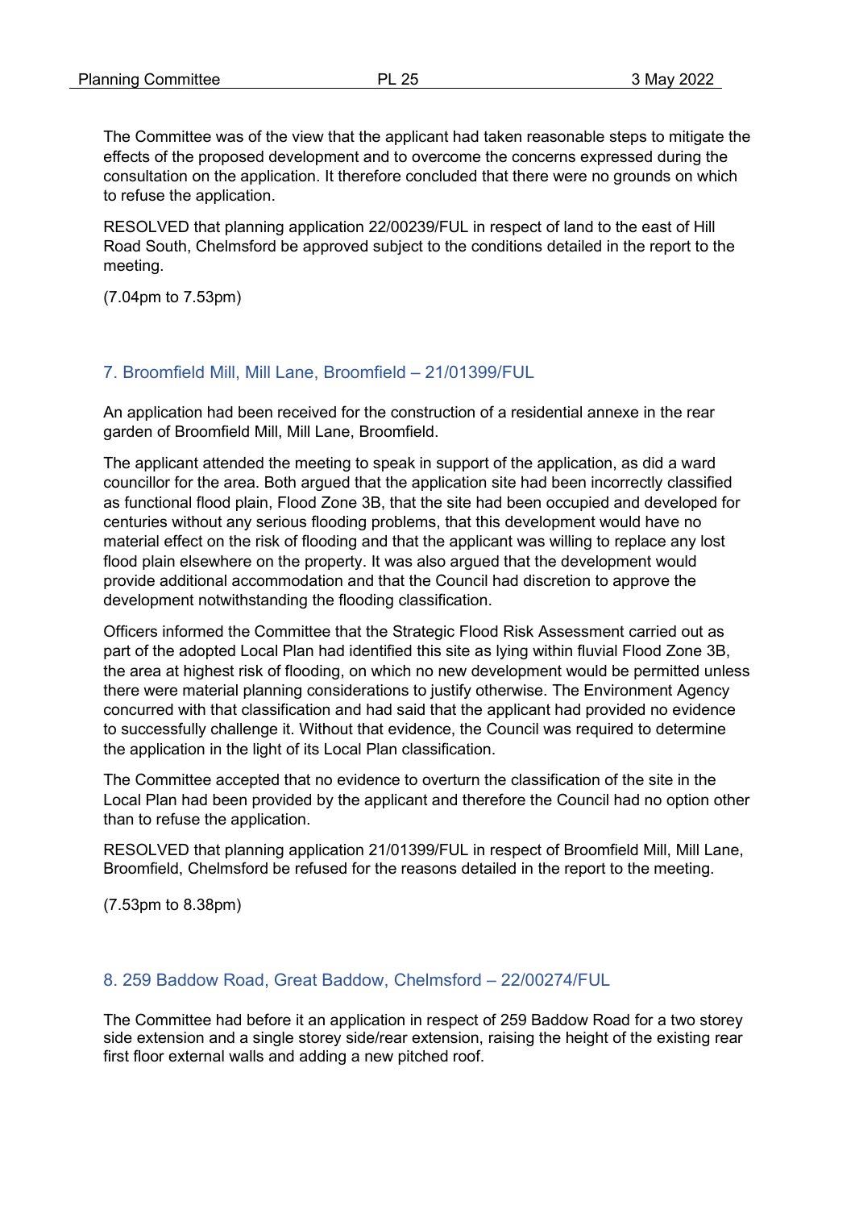The Committee was of the view that the applicant had taken reasonable steps to mitigate the effects of the proposed development and to overcome the concerns expressed during the consultation on the application. It therefore concluded that there were no grounds on which to refuse the application.

RESOLVED that planning application 22/00239/FUL in respect of land to the east of Hill Road South, Chelmsford be approved subject to the conditions detailed in the report to the meeting.

(7.04pm to 7.53pm)

## 7. Broomfield Mill, Mill Lane, Broomfield – 21/01399/FUL

An application had been received for the construction of a residential annexe in the rear garden of Broomfield Mill, Mill Lane, Broomfield.

The applicant attended the meeting to speak in support of the application, as did a ward councillor for the area. Both argued that the application site had been incorrectly classified as functional flood plain, Flood Zone 3B, that the site had been occupied and developed for centuries without any serious flooding problems, that this development would have no material effect on the risk of flooding and that the applicant was willing to replace any lost flood plain elsewhere on the property. It was also argued that the development would provide additional accommodation and that the Council had discretion to approve the development notwithstanding the flooding classification.

Officers informed the Committee that the Strategic Flood Risk Assessment carried out as part of the adopted Local Plan had identified this site as lying within fluvial Flood Zone 3B, the area at highest risk of flooding, on which no new development would be permitted unless there were material planning considerations to justify otherwise. The Environment Agency concurred with that classification and had said that the applicant had provided no evidence to successfully challenge it. Without that evidence, the Council was required to determine the application in the light of its Local Plan classification.

The Committee accepted that no evidence to overturn the classification of the site in the Local Plan had been provided by the applicant and therefore the Council had no option other than to refuse the application.

RESOLVED that planning application 21/01399/FUL in respect of Broomfield Mill, Mill Lane, Broomfield, Chelmsford be refused for the reasons detailed in the report to the meeting.

(7.53pm to 8.38pm)

## 8. 259 Baddow Road, Great Baddow, Chelmsford – 22/00274/FUL

The Committee had before it an application in respect of 259 Baddow Road for a two storey side extension and a single storey side/rear extension, raising the height of the existing rear first floor external walls and adding a new pitched roof.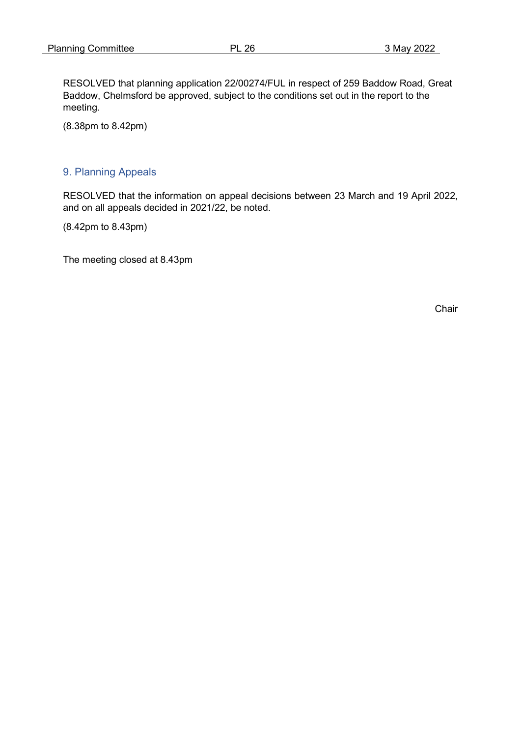RESOLVED that planning application 22/00274/FUL in respect of 259 Baddow Road, Great Baddow, Chelmsford be approved, subject to the conditions set out in the report to the meeting.

(8.38pm to 8.42pm)

## 9. Planning Appeals

RESOLVED that the information on appeal decisions between 23 March and 19 April 2022, and on all appeals decided in 2021/22, be noted.

(8.42pm to 8.43pm)

The meeting closed at 8.43pm

Chair